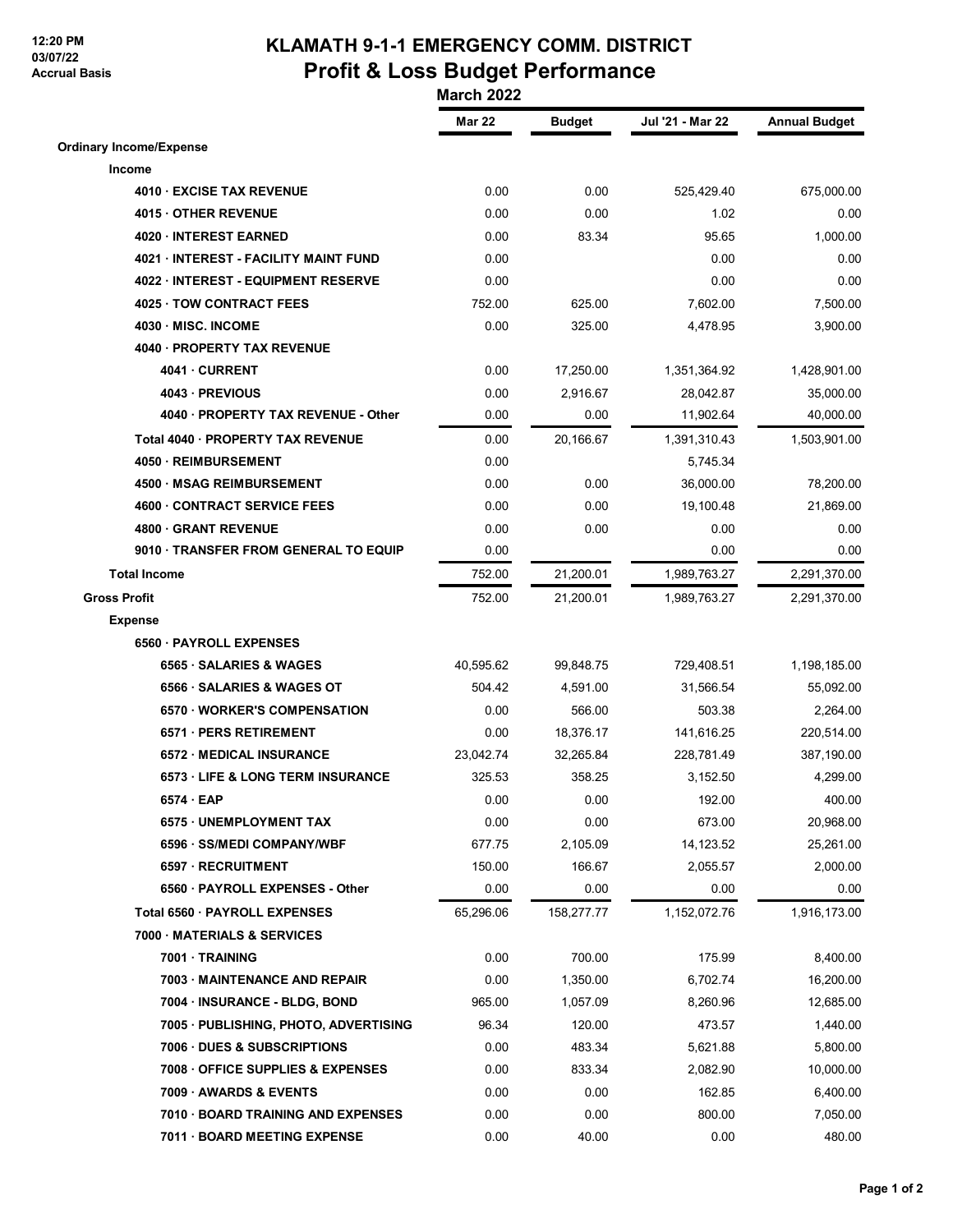12:20 PM
03/07/22
Accrual Basis

# KLAMATH 9-1-1 EMERGENCY COMM. DISTRICT
## Profit & Loss Budget Performance
### March 2022

| | Mar 22 | Budget | Jul '21 - Mar 22 | Annual Budget |
|---|---|---|---|---|
| **Ordinary Income/Expense** | | | | |
| **Income** | | | | |
| **4010 · EXCISE TAX REVENUE** | 0.00 | 0.00 | 525,429.40 | 675,000.00 |
| **4015 · OTHER REVENUE** | 0.00 | 0.00 | 1.02 | 0.00 |
| **4020 · INTEREST EARNED** | 0.00 | 83.34 | 95.65 | 1,000.00 |
| **4021 · INTEREST - FACILITY MAINT FUND** | 0.00 | | 0.00 | 0.00 |
| **4022 · INTEREST - EQUIPMENT RESERVE** | 0.00 | | 0.00 | 0.00 |
| **4025 · TOW CONTRACT FEES** | 752.00 | 625.00 | 7,602.00 | 7,500.00 |
| **4030 · MISC. INCOME** | 0.00 | 325.00 | 4,478.95 | 3,900.00 |
| **4040 · PROPERTY TAX REVENUE** | | | | |
| **4041 · CURRENT** | 0.00 | 17,250.00 | 1,351,364.92 | 1,428,901.00 |
| **4043 · PREVIOUS** | 0.00 | 2,916.67 | 28,042.87 | 35,000.00 |
| **4040 · PROPERTY TAX REVENUE - Other** | 0.00 | 0.00 | 11,902.64 | 40,000.00 |
| **Total 4040 · PROPERTY TAX REVENUE** | 0.00 | 20,166.67 | 1,391,310.43 | 1,503,901.00 |
| **4050 · REIMBURSEMENT** | 0.00 | | 5,745.34 | |
| **4500 · MSAG REIMBURSEMENT** | 0.00 | 0.00 | 36,000.00 | 78,200.00 |
| **4600 · CONTRACT SERVICE FEES** | 0.00 | 0.00 | 19,100.48 | 21,869.00 |
| **4800 · GRANT REVENUE** | 0.00 | 0.00 | 0.00 | 0.00 |
| **9010 · TRANSFER FROM GENERAL TO EQUIP** | 0.00 | | 0.00 | 0.00 |
| **Total Income** | 752.00 | 21,200.01 | 1,989,763.27 | 2,291,370.00 |
| **Gross Profit** | 752.00 | 21,200.01 | 1,989,763.27 | 2,291,370.00 |
| **Expense** | | | | |
| **6560 · PAYROLL EXPENSES** | | | | |
| **6565 · SALARIES & WAGES** | 40,595.62 | 99,848.75 | 729,408.51 | 1,198,185.00 |
| **6566 · SALARIES & WAGES OT** | 504.42 | 4,591.00 | 31,566.54 | 55,092.00 |
| **6570 · WORKER'S COMPENSATION** | 0.00 | 566.00 | 503.38 | 2,264.00 |
| **6571 · PERS RETIREMENT** | 0.00 | 18,376.17 | 141,616.25 | 220,514.00 |
| **6572 · MEDICAL INSURANCE** | 23,042.74 | 32,265.84 | 228,781.49 | 387,190.00 |
| **6573 · LIFE & LONG TERM INSURANCE** | 325.53 | 358.25 | 3,152.50 | 4,299.00 |
| **6574 · EAP** | 0.00 | 0.00 | 192.00 | 400.00 |
| **6575 · UNEMPLOYMENT TAX** | 0.00 | 0.00 | 673.00 | 20,968.00 |
| **6596 · SS/MEDI COMPANY/WBF** | 677.75 | 2,105.09 | 14,123.52 | 25,261.00 |
| **6597 · RECRUITMENT** | 150.00 | 166.67 | 2,055.57 | 2,000.00 |
| **6560 · PAYROLL EXPENSES - Other** | 0.00 | 0.00 | 0.00 | 0.00 |
| **Total 6560 · PAYROLL EXPENSES** | 65,296.06 | 158,277.77 | 1,152,072.76 | 1,916,173.00 |
| **7000 · MATERIALS & SERVICES** | | | | |
| **7001 · TRAINING** | 0.00 | 700.00 | 175.99 | 8,400.00 |
| **7003 · MAINTENANCE AND REPAIR** | 0.00 | 1,350.00 | 6,702.74 | 16,200.00 |
| **7004 · INSURANCE - BLDG, BOND** | 965.00 | 1,057.09 | 8,260.96 | 12,685.00 |
| **7005 · PUBLISHING, PHOTO, ADVERTISING** | 96.34 | 120.00 | 473.57 | 1,440.00 |
| **7006 · DUES & SUBSCRIPTIONS** | 0.00 | 483.34 | 5,621.88 | 5,800.00 |
| **7008 · OFFICE SUPPLIES & EXPENSES** | 0.00 | 833.34 | 2,082.90 | 10,000.00 |
| **7009 · AWARDS & EVENTS** | 0.00 | 0.00 | 162.85 | 6,400.00 |
| **7010 · BOARD TRAINING AND EXPENSES** | 0.00 | 0.00 | 800.00 | 7,050.00 |
| **7011 · BOARD MEETING EXPENSE** | 0.00 | 40.00 | 0.00 | 480.00 |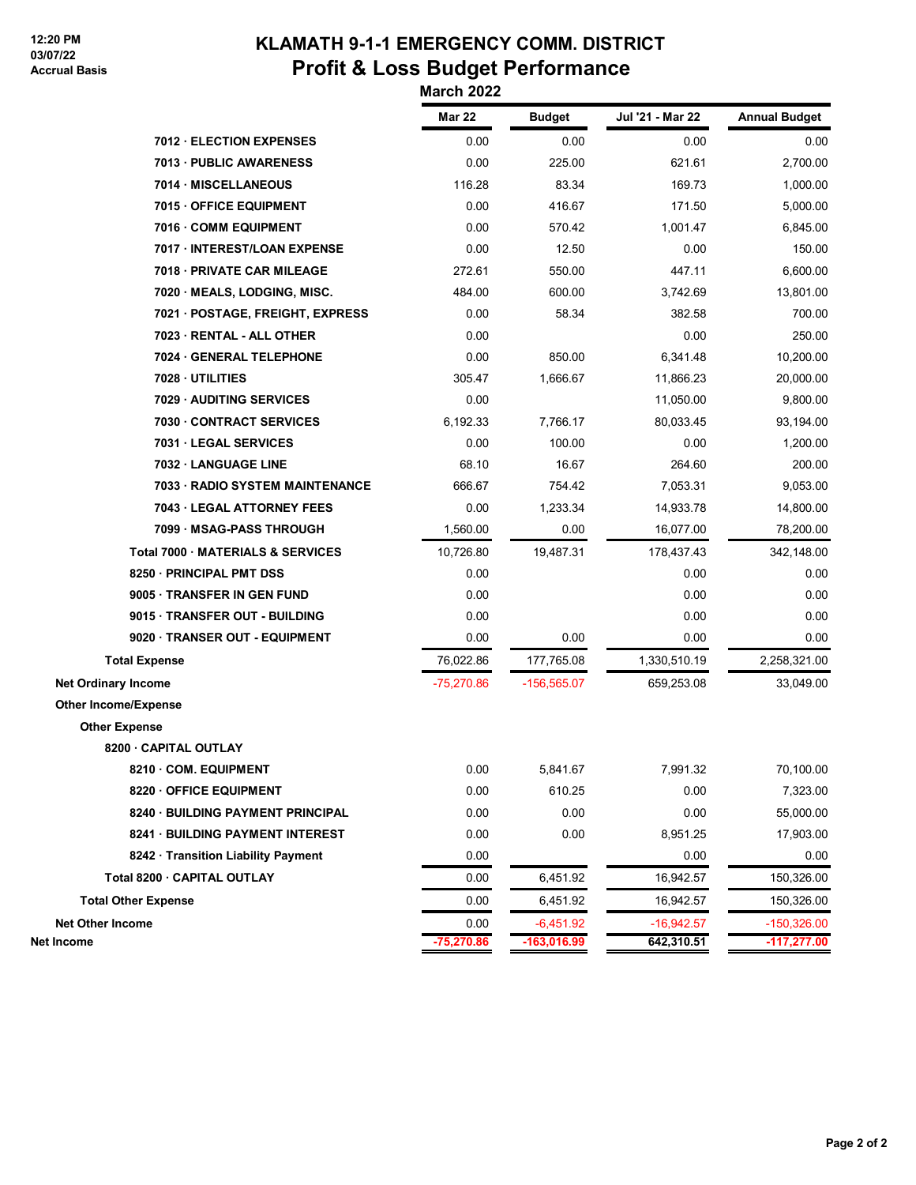12:20 PM
03/07/22
Accrual Basis

# KLAMATH 9-1-1 EMERGENCY COMM. DISTRICT
## Profit & Loss Budget Performance
### March 2022

| | Mar 22 | Budget | Jul '21 - Mar 22 | Annual Budget |
|---|---|---|---|---|
| 7012 · ELECTION EXPENSES | 0.00 | 0.00 | 0.00 | 0.00 |
| 7013 · PUBLIC AWARENESS | 0.00 | 225.00 | 621.61 | 2,700.00 |
| 7014 · MISCELLANEOUS | 116.28 | 83.34 | 169.73 | 1,000.00 |
| 7015 · OFFICE EQUIPMENT | 0.00 | 416.67 | 171.50 | 5,000.00 |
| 7016 · COMM EQUIPMENT | 0.00 | 570.42 | 1,001.47 | 6,845.00 |
| 7017 · INTEREST/LOAN EXPENSE | 0.00 | 12.50 | 0.00 | 150.00 |
| 7018 · PRIVATE CAR MILEAGE | 272.61 | 550.00 | 447.11 | 6,600.00 |
| 7020 · MEALS, LODGING, MISC. | 484.00 | 600.00 | 3,742.69 | 13,801.00 |
| 7021 · POSTAGE, FREIGHT, EXPRESS | 0.00 | 58.34 | 382.58 | 700.00 |
| 7023 · RENTAL - ALL OTHER | 0.00 | | 0.00 | 250.00 |
| 7024 · GENERAL TELEPHONE | 0.00 | 850.00 | 6,341.48 | 10,200.00 |
| 7028 · UTILITIES | 305.47 | 1,666.67 | 11,866.23 | 20,000.00 |
| 7029 · AUDITING SERVICES | 0.00 | | 11,050.00 | 9,800.00 |
| 7030 · CONTRACT SERVICES | 6,192.33 | 7,766.17 | 80,033.45 | 93,194.00 |
| 7031 · LEGAL SERVICES | 0.00 | 100.00 | 0.00 | 1,200.00 |
| 7032 · LANGUAGE LINE | 68.10 | 16.67 | 264.60 | 200.00 |
| 7033 · RADIO SYSTEM MAINTENANCE | 666.67 | 754.42 | 7,053.31 | 9,053.00 |
| 7043 · LEGAL ATTORNEY FEES | 0.00 | 1,233.34 | 14,933.78 | 14,800.00 |
| 7099 · MSAG-PASS THROUGH | 1,560.00 | 0.00 | 16,077.00 | 78,200.00 |
| Total 7000 · MATERIALS & SERVICES | 10,726.80 | 19,487.31 | 178,437.43 | 342,148.00 |
| 8250 · PRINCIPAL PMT DSS | 0.00 | | 0.00 | 0.00 |
| 9005 · TRANSFER IN GEN FUND | 0.00 | | 0.00 | 0.00 |
| 9015 · TRANSFER OUT - BUILDING | 0.00 | | 0.00 | 0.00 |
| 9020 · TRANSER OUT - EQUIPMENT | 0.00 | 0.00 | 0.00 | 0.00 |
| Total Expense | 76,022.86 | 177,765.08 | 1,330,510.19 | 2,258,321.00 |
| Net Ordinary Income | -75,270.86 | -156,565.07 | 659,253.08 | 33,049.00 |
| Other Income/Expense | | | | |
| Other Expense | | | | |
| 8200 · CAPITAL OUTLAY | | | | |
| 8210 · COM. EQUIPMENT | 0.00 | 5,841.67 | 7,991.32 | 70,100.00 |
| 8220 · OFFICE EQUIPMENT | 0.00 | 610.25 | 0.00 | 7,323.00 |
| 8240 · BUILDING PAYMENT PRINCIPAL | 0.00 | 0.00 | 0.00 | 55,000.00 |
| 8241 · BUILDING PAYMENT INTEREST | 0.00 | 0.00 | 8,951.25 | 17,903.00 |
| 8242 · Transition Liability Payment | 0.00 | | 0.00 | 0.00 |
| Total 8200 · CAPITAL OUTLAY | 0.00 | 6,451.92 | 16,942.57 | 150,326.00 |
| Total Other Expense | 0.00 | 6,451.92 | 16,942.57 | 150,326.00 |
| Net Other Income | 0.00 | -6,451.92 | -16,942.57 | -150,326.00 |
| Net Income | -75,270.86 | -163,016.99 | 642,310.51 | -117,277.00 |